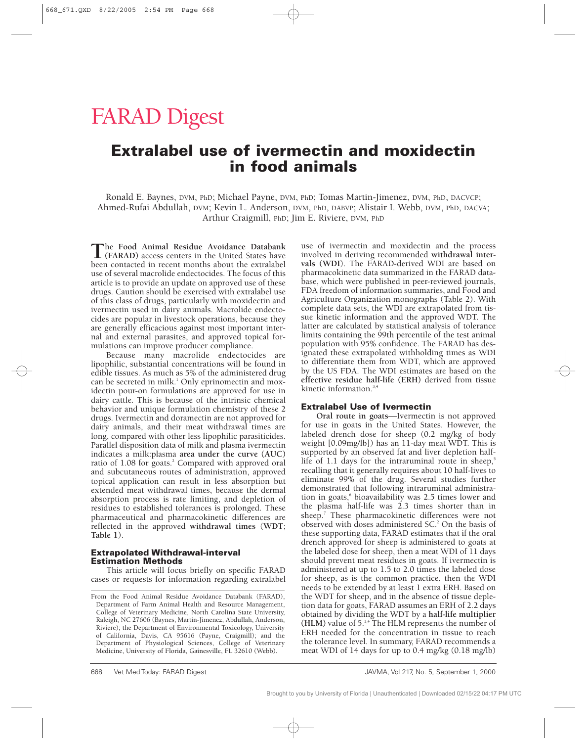# FARAD Digest

## Extralabel use of ivermectin and moxidectin in food animals

Ronald E. Baynes, DVM, PhD; Michael Payne, DVM, PhD; Tomas Martin-Jimenez, DVM, PhD, DACVCP; Ahmed-Rufai Abdullah, DVM; Kevin L. Anderson, DVM, PhD, DABVP; Alistair I. Webb, DVM, PhD, DACVA; Arthur Craigmill, PhD; Jim E. Riviere, DVM, PhD

The **Food Animal Residue Avoidance Databank (FARAD)** access centers in the United States have been contacted in recent months about the extralabel use of several macrolide endectocides. The focus of this article is to provide an update on approved use of these drugs. Caution should be exercised with extralabel use of this class of drugs, particularly with moxidectin and ivermectin used in dairy animals. Macrolide endectocides are popular in livestock operations, because they are generally efficacious against most important internal and external parasites, and approved topical formulations can improve producer compliance.

Because many macrolide endectocides are lipophilic, substantial concentrations will be found in edible tissues. As much as 5% of the administered drug can be secreted in milk.[1] Only eprinomectin and moxidectin pour-on formulations are approved for use in dairy cattle. This is because of the intrinsic chemical behavior and unique formulation chemistry of these 2 drugs. Ivermectin and doramectin are not approved for dairy animals, and their meat withdrawal times are long, compared with other less lipophilic parasiticides. Parallel disposition data of milk and plasma ivermectin indicates a milk:plasma **area under the curve (AUC)** ratio of 1.08 for goats.[2] Compared with approved oral and subcutaneous routes of administration, approved topical application can result in less absorption but extended meat withdrawal times, because the dermal absorption process is rate limiting, and depletion of residues to established tolerances is prolonged. These pharmaceutical and pharmacokinetic differences are reflected in the approved **withdrawal times** (**WDT**; **Table 1**).

### Extrapolated Withdrawal-interval Estimation Methods

This article will focus briefly on specific FARAD cases or requests for information regarding extralabel use of ivermectin and moxidectin and the process involved in deriving recommended **withdrawal intervals (WDI)**. The FARAD-derived WDI are based on pharmacokinetic data summarized in the FARAD database, which were published in peer-reviewed journals, FDA freedom of information summaries, and Food and Agriculture Organization monographs (Table 2). With complete data sets, the WDI are extrapolated from tissue kinetic information and the approved WDT. The latter are calculated by statistical analysis of tolerance limits containing the 99th percentile of the test animal population with 95% confidence. The FARAD has designated these extrapolated withholding times as WDI to differentiate them from WDT, which are approved by the US FDA. The WDI estimates are based on the **effective residue half-life (ERH)** derived from tissue kinetic information.[3,4]

### Extralabel Use of Ivermectin

**Oral route in goats**—Ivermectin is not approved for use in goats in the United States. However, the labeled drench dose for sheep (0.2 mg/kg of body weight [0.09mg/lb]) has an 11-day meat WDT. This is supported by an observed fat and liver depletion half-life of 1.1 days for the intraruminal route in sheep,[5] recalling that it generally requires about 10 half-lives to eliminate 99% of the drug. Several studies further demonstrated that following intraruminal administration in goats,[6] bioavailability was 2.5 times lower and the plasma half-life was 2.3 times shorter than in sheep.[7] These pharmacokinetic differences were not observed with doses administered SC.[2] On the basis of these supporting data, FARAD estimates that if the oral drench approved for sheep is administered to goats at the labeled dose for sheep, then a meat WDI of 11 days should prevent meat residues in goats. If ivermectin is administered at up to 1.5 to 2.0 times the labeled dose for sheep, as is the common practice, then the WDI needs to be extended by at least 1 extra ERH. Based on the WDT for sheep, and in the absence of tissue depletion data for goats, FARAD assumes an ERH of 2.2 days obtained by dividing the WDT by a **half-life multiplier (HLM)** value of 5.[3,4] The HLM represents the number of ERH needed for the concentration in tissue to reach the tolerance level. In summary, FARAD recommends a meat WDI of 14 days for up to 0.4 mg/kg (0.18 mg/lb)

From the Food Animal Residue Avoidance Databank (FARAD), Department of Farm Animal Health and Resource Management, College of Veterinary Medicine, North Carolina State University, Raleigh, NC 27606 (Baynes, Martin-Jimenez, Abdullah, Anderson, Riviere); the Department of Environmental Toxicology, University of California, Davis, CA 95616 (Payne, Craigmill); and the Department of Physiological Sciences, College of Veterinary Medicine, University of Florida, Gainesville, FL 32610 (Webb).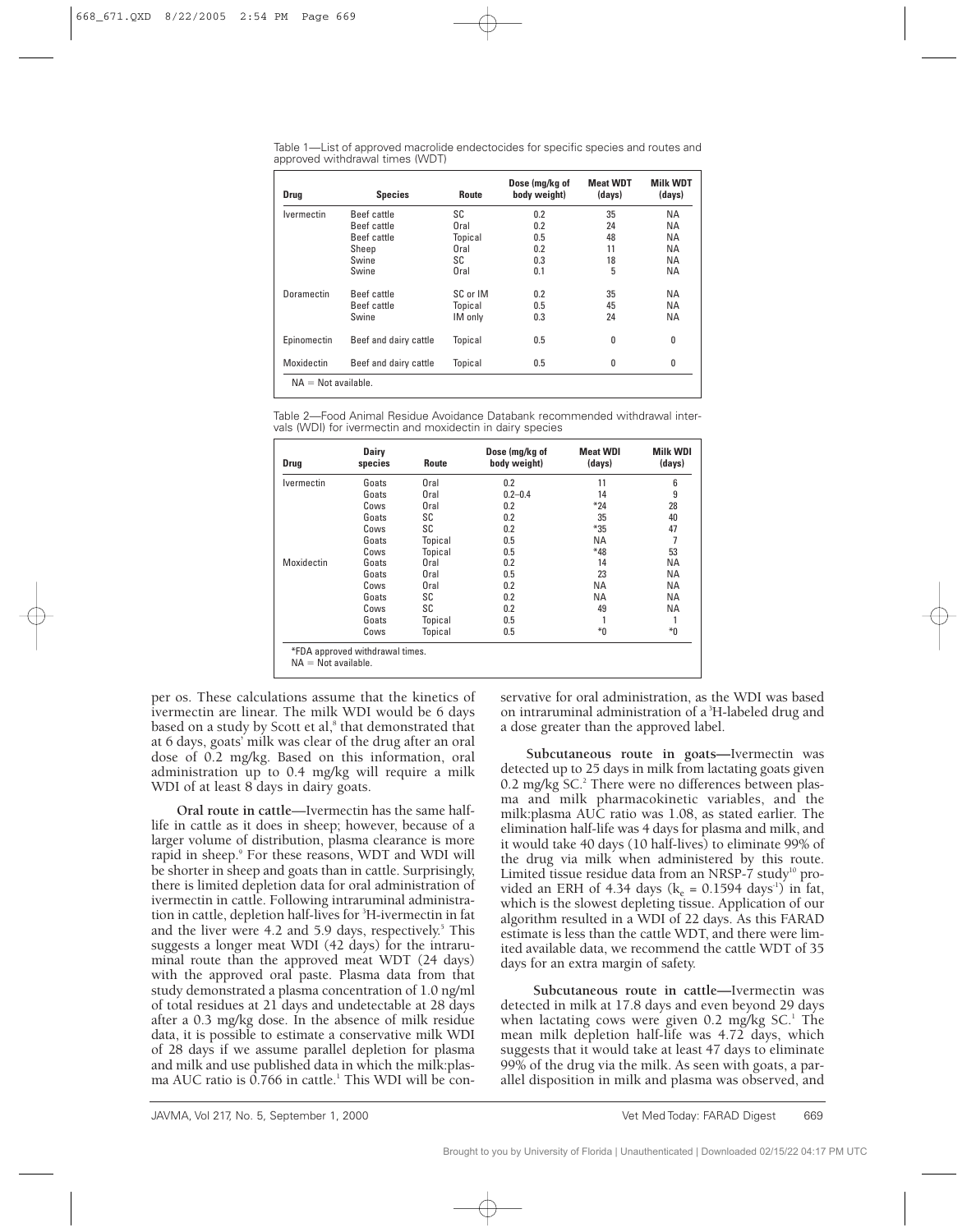Table 1—List of approved macrolide endectocides for specific species and routes and approved withdrawal times (WDT)

| Drug | Species | Route | Dose (mg/kg of body weight) | Meat WDT (days) | Milk WDT (days) |
|---|---|---|---|---|---|
| Ivermectin | Beef cattle | SC | 0.2 | 35 | NA |
| | Beef cattle | Oral | 0.2 | 24 | NA |
| | Beef cattle | Topical | 0.5 | 48 | NA |
| | Sheep | Oral | 0.2 | 11 | NA |
| | Swine | SC | 0.3 | 18 | NA |
| | Swine | Oral | 0.1 | 5 | NA |
| Doramectin | Beef cattle | SC or IM | 0.2 | 35 | NA |
| | Beef cattle | Topical | 0.5 | 45 | NA |
| | Swine | IM only | 0.3 | 24 | NA |
| Epinomectin | Beef and dairy cattle | Topical | 0.5 | 0 | 0 |
| Moxidectin | Beef and dairy cattle | Topical | 0.5 | 0 | 0 |

NA = Not available.

Table 2—Food Animal Residue Avoidance Databank recommended withdrawal intervals (WDI) for ivermectin and moxidectin in dairy species

| Drug | Dairy species | Route | Dose (mg/kg of body weight) | Meat WDI (days) | Milk WDI (days) |
|---|---|---|---|---|---|
| Ivermectin | Goats | Oral | 0.2 | 11 | 6 |
| | Goats | Oral | 0.2–0.4 | 14 | 9 |
| | Cows | Oral | 0.2 | *24 | 28 |
| | Goats | SC | 0.2 | 35 | 40 |
| | Cows | SC | 0.2 | *35 | 47 |
| | Goats | Topical | 0.5 | NA | 7 |
| | Cows | Topical | 0.5 | *48 | 53 |
| Moxidectin | Goats | Oral | 0.2 | 14 | NA |
| | Goats | Oral | 0.5 | 23 | NA |
| | Cows | Oral | 0.2 | NA | NA |
| | Goats | SC | 0.2 | NA | NA |
| | Cows | SC | 0.2 | 49 | NA |
| | Goats | Topical | 0.5 | 1 | 1 |
| | Cows | Topical | 0.5 | *0 | *0 |

*FDA approved withdrawal times.
NA = Not available.

per os. These calculations assume that the kinetics of ivermectin are linear. The milk WDI would be 6 days based on a study by Scott et al,[8] that demonstrated that at 6 days, goats' milk was clear of the drug after an oral dose of 0.2 mg/kg. Based on this information, oral administration up to 0.4 mg/kg will require a milk WDI of at least 8 days in dairy goats.

**Oral route in cattle**—Ivermectin has the same half-life in cattle as it does in sheep; however, because of a larger volume of distribution, plasma clearance is more rapid in sheep.[9] For these reasons, WDT and WDI will be shorter in sheep and goats than in cattle. Surprisingly, there is limited depletion data for oral administration of ivermectin in cattle. Following intraruminal administration in cattle, depletion half-lives for $^{3}$H-ivermectin in fat and the liver were 4.2 and 5.9 days, respectively.[5] This suggests a longer meat WDI (42 days) for the intraruminal route than the approved meat WDT (24 days) with the approved oral paste. Plasma data from that study demonstrated a plasma concentration of 1.0 ng/ml of total residues at 21 days and undetectable at 28 days after a 0.3 mg/kg dose. In the absence of milk residue data, it is possible to estimate a conservative milk WDI of 28 days if we assume parallel depletion for plasma and milk and use published data in which the milk:plasma AUC ratio is 0.766 in cattle.[1] This WDI will be conservative for oral administration, as the WDI was based on intraruminal administration of a $^{3}$H-labeled drug and a dose greater than the approved label.

**Subcutaneous route in goats**—Ivermectin was detected up to 25 days in milk from lactating goats given 0.2 mg/kg SC.[2] There were no differences between plasma and milk pharmacokinetic variables, and the milk:plasma AUC ratio was 1.08, as stated earlier. The elimination half-life was 4 days for plasma and milk, and it would take 40 days (10 half-lives) to eliminate 99% of the drug via milk when administered by this route. Limited tissue residue data from an NRSP-7 study[10] provided an ERH of 4.34 days ($k_e$ = 0.1594 days$^{-1}$) in fat, which is the slowest depleting tissue. Application of our algorithm resulted in a WDI of 22 days. As this FARAD estimate is less than the cattle WDT, and there were limited available data, we recommend the cattle WDT of 35 days for an extra margin of safety.

**Subcutaneous route in cattle**—Ivermectin was detected in milk at 17.8 days and even beyond 29 days when lactating cows were given 0.2 mg/kg SC.[1] The mean milk depletion half-life was 4.72 days, which suggests that it would take at least 47 days to eliminate 99% of the drug via the milk. As seen with goats, a parallel disposition in milk and plasma was observed, and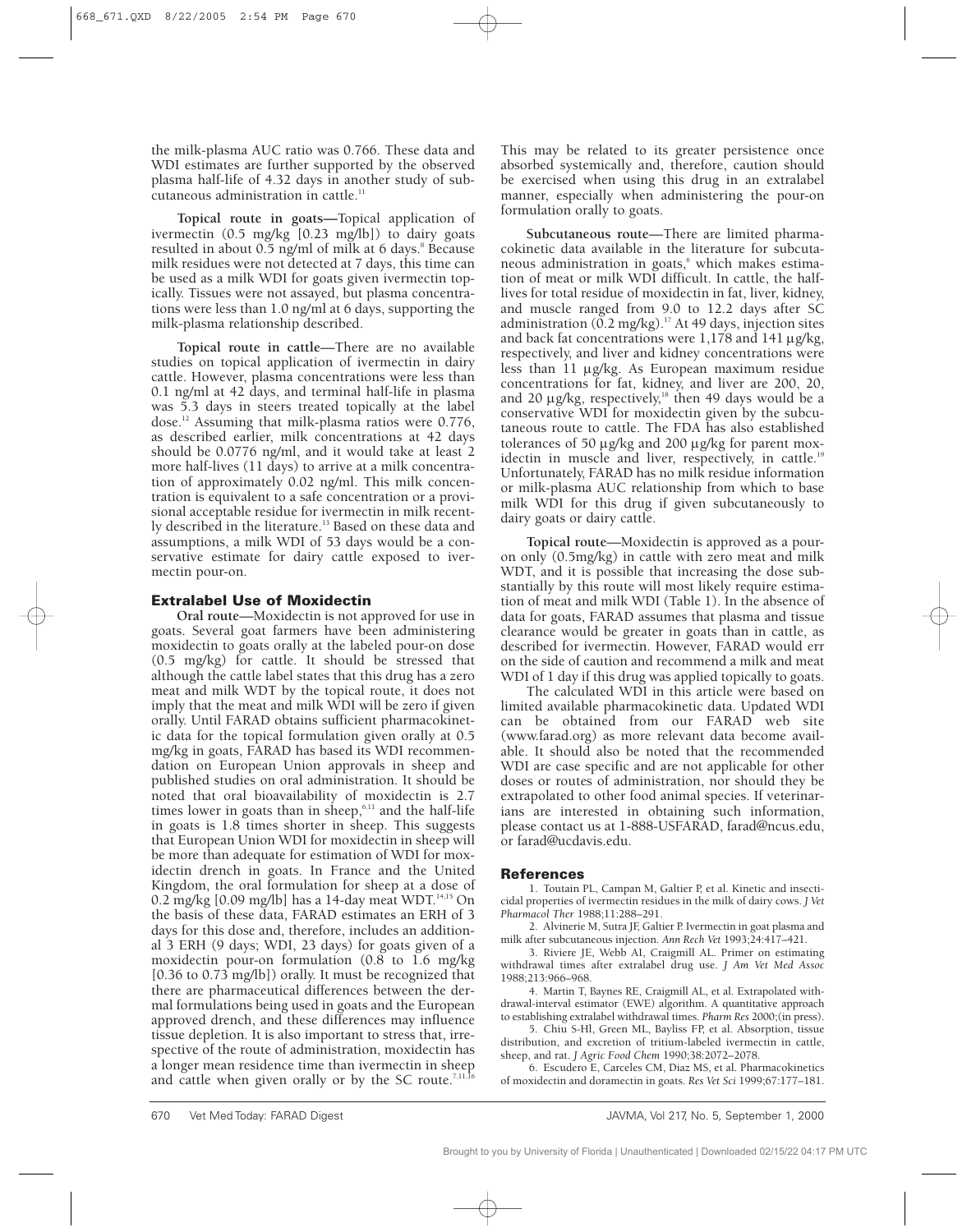the milk-plasma AUC ratio was 0.766. These data and WDI estimates are further supported by the observed plasma half-life of 4.32 days in another study of subcutaneous administration in cattle.[11]

**Topical route in goats—**Topical application of ivermectin (0.5 mg/kg [0.23 mg/lb]) to dairy goats resulted in about 0.5 ng/ml of milk at 6 days.[8] Because milk residues were not detected at 7 days, this time can be used as a milk WDI for goats given ivermectin topically. Tissues were not assayed, but plasma concentrations were less than 1.0 ng/ml at 6 days, supporting the milk-plasma relationship described.

**Topical route in cattle—**There are no available studies on topical application of ivermectin in dairy cattle. However, plasma concentrations were less than 0.1 ng/ml at 42 days, and terminal half-life in plasma was 5.3 days in steers treated topically at the label dose.[12] Assuming that milk-plasma ratios were 0.776, as described earlier, milk concentrations at 42 days should be 0.0776 ng/ml, and it would take at least 2 more half-lives (11 days) to arrive at a milk concentration of approximately 0.02 ng/ml. This milk concentration is equivalent to a safe concentration or a provisional acceptable residue for ivermectin in milk recently described in the literature.[13] Based on these data and assumptions, a milk WDI of 53 days would be a conservative estimate for dairy cattle exposed to ivermectin pour-on.

## Extralabel Use of Moxidectin

**Oral route—**Moxidectin is not approved for use in goats. Several goat farmers have been administering moxidectin to goats orally at the labeled pour-on dose (0.5 mg/kg) for cattle. It should be stressed that although the cattle label states that this drug has a zero meat and milk WDT by the topical route, it does not imply that the meat and milk WDI will be zero if given orally. Until FARAD obtains sufficient pharmacokinetic data for the topical formulation given orally at 0.5 mg/kg in goats, FARAD has based its WDI recommendation on European Union approvals in sheep and published studies on oral administration. It should be noted that oral bioavailability of moxidectin is 2.7 times lower in goats than in sheep,[6,11] and the half-life in goats is 1.8 times shorter in sheep. This suggests that European Union WDI for moxidectin in sheep will be more than adequate for estimation of WDI for moxidectin drench in goats. In France and the United Kingdom, the oral formulation for sheep at a dose of 0.2 mg/kg [0.09 mg/lb] has a 14-day meat WDT.[14,15] On the basis of these data, FARAD estimates an ERH of 3 days for this dose and, therefore, includes an additional 3 ERH (9 days; WDI, 23 days) for goats given of a moxidectin pour-on formulation (0.8 to 1.6 mg/kg [0.36 to 0.73 mg/lb]) orally. It must be recognized that there are pharmaceutical differences between the dermal formulations being used in goats and the European approved drench, and these differences may influence tissue depletion. It is also important to stress that, irrespective of the route of administration, moxidectin has a longer mean residence time than ivermectin in sheep and cattle when given orally or by the SC route.[7,11,16] This may be related to its greater persistence once absorbed systemically and, therefore, caution should be exercised when using this drug in an extralabel manner, especially when administering the pour-on formulation orally to goats.

**Subcutaneous route—**There are limited pharmacokinetic data available in the literature for subcutaneous administration in goats,[6] which makes estimation of meat or milk WDI difficult. In cattle, the half-lives for total residue of moxidectin in fat, liver, kidney, and muscle ranged from 9.0 to 12.2 days after SC administration (0.2 mg/kg).[17] At 49 days, injection sites and back fat concentrations were 1,178 and 141 µg/kg, respectively, and liver and kidney concentrations were less than 11 µg/kg. As European maximum residue concentrations for fat, kidney, and liver are 200, 20, and 20 µg/kg, respectively,[18] then 49 days would be a conservative WDI for moxidectin given by the subcutaneous route to cattle. The FDA has also established tolerances of 50 µg/kg and 200 µg/kg for parent moxidectin in muscle and liver, respectively, in cattle.[19] Unfortunately, FARAD has no milk residue information or milk-plasma AUC relationship from which to base milk WDI for this drug if given subcutaneously to dairy goats or dairy cattle.

**Topical route—**Moxidectin is approved as a pour-on only (0.5mg/kg) in cattle with zero meat and milk WDT, and it is possible that increasing the dose substantially by this route will most likely require estimation of meat and milk WDI (Table 1). In the absence of data for goats, FARAD assumes that plasma and tissue clearance would be greater in goats than in cattle, as described for ivermectin. However, FARAD would err on the side of caution and recommend a milk and meat WDI of 1 day if this drug was applied topically to goats.

The calculated WDI in this article were based on limited available pharmacokinetic data. Updated WDI can be obtained from our FARAD web site (www.farad.org) as more relevant data become available. It should also be noted that the recommended WDI are case specific and are not applicable for other doses or routes of administration, nor should they be extrapolated to other food animal species. If veterinarians are interested in obtaining such information, please contact us at 1-888-USFARAD, farad@ncus.edu, or farad@ucdavis.edu.

## References

1. Toutain PL, Campan M, Galtier P, et al. Kinetic and insecticidal properties of ivermectin residues in the milk of dairy cows. *J Vet Pharmacol Ther* 1988;11:288–291.
2. Alvinerie M, Sutra JF, Galtier P. Ivermectin in goat plasma and milk after subcutaneous injection. *Ann Rech Vet* 1993;24:417–421.
3. Riviere JE, Webb AI, Craigmill AL. Primer on estimating withdrawal times after extralabel drug use. *J Am Vet Med Assoc* 1988;213:966–968.
4. Martin T, Baynes RE, Craigmill AL, et al. Extrapolated withdrawal-interval estimator (EWE) algorithm. A quantitative approach to establishing extralabel withdrawal times. *Pharm Res* 2000;(in press).
5. Chiu S-Hl, Green ML, Bayliss FP, et al. Absorption, tissue distribution, and excretion of tritium-labeled ivermectin in cattle, sheep, and rat. *J Agric Food Chem* 1990;38:2072–2078.
6. Escudero E, Carceles CM, Diaz MS, et al. Pharmacokinetics of moxidectin and doramectin in goats. *Res Vet Sci* 1999;67:177–181.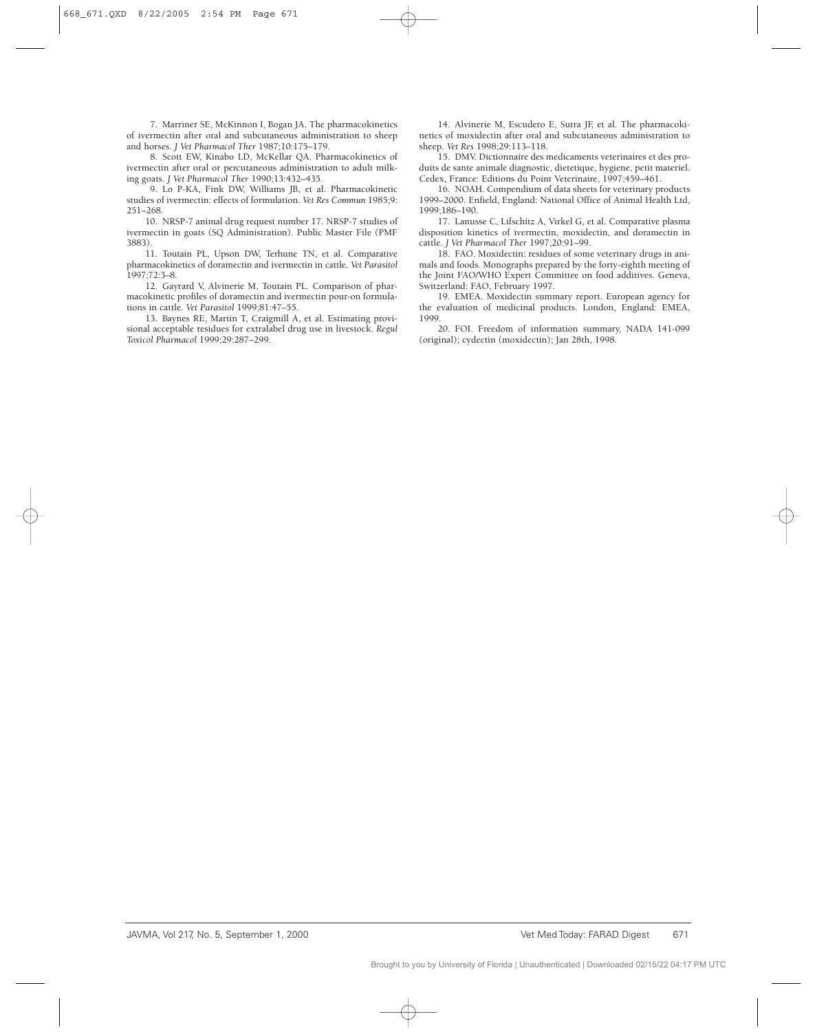7. Marriner SE, McKinnon I, Bogan JA. The pharmacokinetics of ivermectin after oral and subcutaneous administration to sheep and horses. *J Vet Pharmacol Ther* 1987;10:175–179.

8. Scott EW, Kinabo LD, McKellar QA. Pharmacokinetics of ivermectin after oral or percutaneous administration to adult milking goats. *J Vet Pharmacol Ther* 1990;13:432–435.

9. Lo P-KA, Fink DW, Williams JB, et al. Pharmacokinetic studies of ivermectin: effects of formulation. *Vet Res Commun* 1985;9: 251–268.

10. NRSP-7 animal drug request number 17. NRSP-7 studies of ivermectin in goats (SQ Administration). Public Master File (PMF 3883).

11. Toutain PL, Upson DW, Terhune TN, et al. Comparative pharmacokinetics of doramectin and ivermectin in cattle. *Vet Parasitol* 1997;72:3–8.

12. Gayrard V, Alvinerie M, Toutain PL. Comparison of pharmacokinetic profiles of doramectin and ivermectin pour-on formulations in cattle. *Vet Parasitol* 1999;81:47–55.

13. Baynes RE, Martin T, Craigmill A, et al. Estimating provisional acceptable residues for extralabel drug use in livestock. *Regul Toxicol Pharmacol* 1999;29:287–299.

14. Alvinerie M, Escudero E, Sutra JF, et al. The pharmacokinetics of moxidectin after oral and subcutaneous administration to sheep. *Vet Res* 1998;29:113–118.

15. DMV. Dictionnaire des medicaments veterinaires et des produits de sante animale diagnostic, dietetique, hygiene, petit materiel. Cedex, France: Editions du Point Veterinaire, 1997;459–461.

16. NOAH. Compendium of data sheets for veterinary products 1999–2000. Enfield, England: National Office of Animal Health Ltd, 1999;186–190.

17. Lanusse C, Lifschitz A, Virkel G, et al. Comparative plasma disposition kinetics of ivermectin, moxidectin, and doramectin in cattle. *J Vet Pharmacol Ther* 1997;20:91–99.

18. FAO. Moxidectin: residues of some veterinary drugs in animals and foods. Monographs prepared by the forty-eighth meeting of the Joint FAO/WHO Expert Committee on food additives. Geneva, Switzerland: FAO, February 1997.

19. EMEA. Moxidectin summary report. European agency for the evaluation of medicinal products. London, England: EMEA, 1999.

20. FOI. Freedom of information summary, NADA 141-099 (original); cydectin (moxidectin); Jan 28th, 1998.